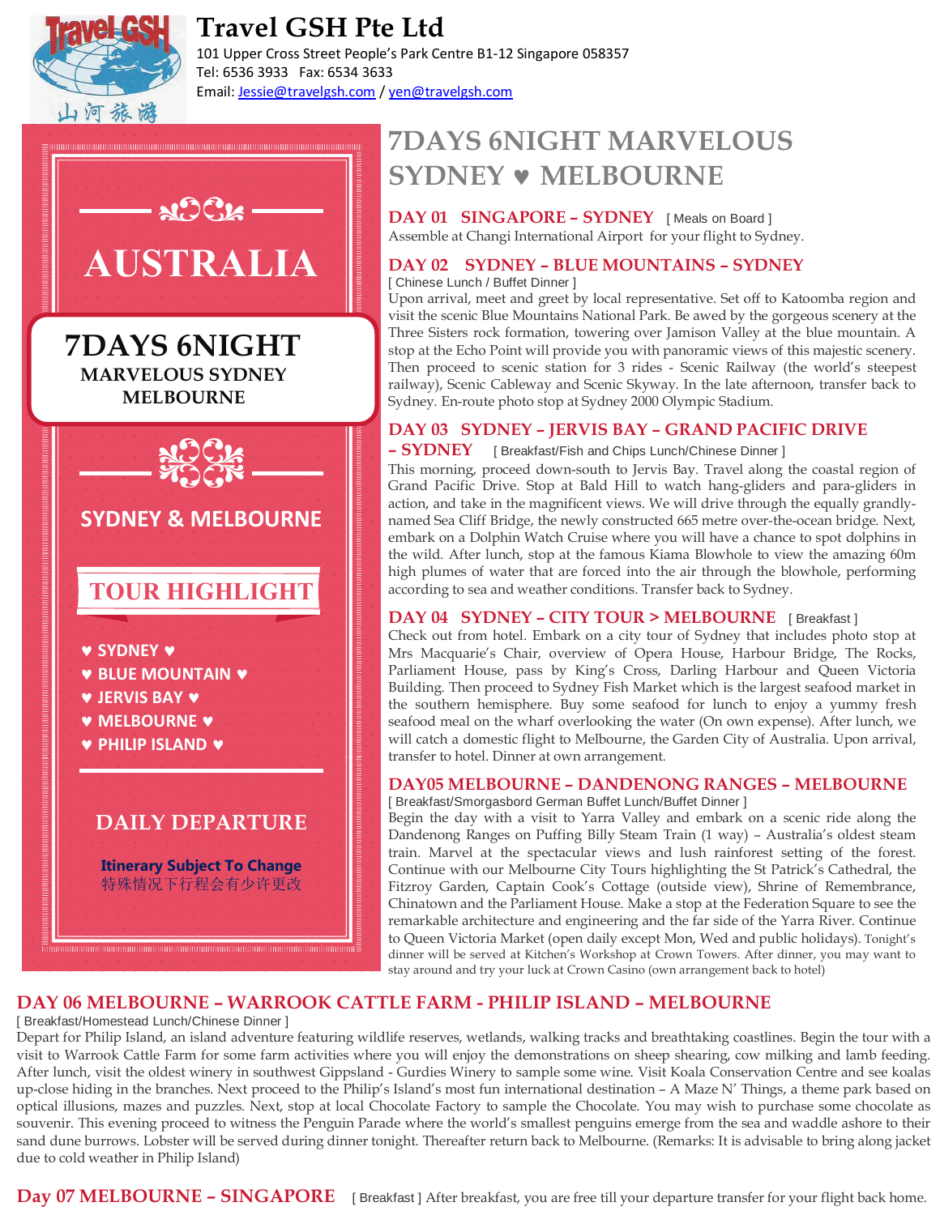# Travel GSH Pte Ltd

101 Upper Cross Street People's Park Centre B1-12 Singapore 058357
Tel: 6536 3933 Fax: 6534 3633
Email: Jessie@travelgsh.com / yen@travelgsh.com

山河旅游

## AUSTRALIA

**7DAYS 6NIGHT**
**MARVELOUS SYDNEY MELBOURNE**

**SYDNEY & MELBOURNE**

### TOUR HIGHLIGHT

- ♥ SYDNEY ♥
- ♥ BLUE MOUNTAIN ♥
- ♥ JERVIS BAY ♥
- ♥ MELBOURNE ♥
- ♥ PHILIP ISLAND ♥

**DAILY DEPARTURE**

**Itinerary Subject To Change**
特殊情况下行程会有少许更改

# 7DAYS 6NIGHT MARVELOUS SYDNEY ♥ MELBOURNE

## DAY 01 SINGAPORE – SYDNEY [ Meals on Board ]

Assemble at Changi International Airport for your flight to Sydney.

## DAY 02 SYDNEY – BLUE MOUNTAINS – SYDNEY

[ Chinese Lunch / Buffet Dinner ]

Upon arrival, meet and greet by local representative. Set off to Katoomba region and visit the scenic Blue Mountains National Park. Be awed by the gorgeous scenery at the Three Sisters rock formation, towering over Jamison Valley at the blue mountain. A stop at the Echo Point will provide you with panoramic views of this majestic scenery. Then proceed to scenic station for 3 rides - Scenic Railway (the world's steepest railway), Scenic Cableway and Scenic Skyway. In the late afternoon, transfer back to Sydney. En-route photo stop at Sydney 2000 Olympic Stadium.

## DAY 03 SYDNEY – JERVIS BAY – GRAND PACIFIC DRIVE – SYDNEY [ Breakfast/Fish and Chips Lunch/Chinese Dinner ]

This morning, proceed down-south to Jervis Bay. Travel along the coastal region of Grand Pacific Drive. Stop at Bald Hill to watch hang-gliders and para-gliders in action, and take in the magnificent views. We will drive through the equally grandly-named Sea Cliff Bridge, the newly constructed 665 metre over-the-ocean bridge. Next, embark on a Dolphin Watch Cruise where you will have a chance to spot dolphins in the wild. After lunch, stop at the famous Kiama Blowhole to view the amazing 60m high plumes of water that are forced into the air through the blowhole, performing according to sea and weather conditions. Transfer back to Sydney.

## DAY 04 SYDNEY – CITY TOUR > MELBOURNE [ Breakfast ]

Check out from hotel. Embark on a city tour of Sydney that includes photo stop at Mrs Macquarie's Chair, overview of Opera House, Harbour Bridge, The Rocks, Parliament House, pass by King's Cross, Darling Harbour and Queen Victoria Building. Then proceed to Sydney Fish Market which is the largest seafood market in the southern hemisphere. Buy some seafood for lunch to enjoy a yummy fresh seafood meal on the wharf overlooking the water (On own expense). After lunch, we will catch a domestic flight to Melbourne, the Garden City of Australia. Upon arrival, transfer to hotel. Dinner at own arrangement.

## DAY05 MELBOURNE – DANDENONG RANGES – MELBOURNE

[ Breakfast/Smorgasbord German Buffet Lunch/Buffet Dinner ]

Begin the day with a visit to Yarra Valley and embark on a scenic ride along the Dandenong Ranges on Puffing Billy Steam Train (1 way) – Australia's oldest steam train. Marvel at the spectacular views and lush rainforest setting of the forest. Continue with our Melbourne City Tours highlighting the St Patrick's Cathedral, the Fitzroy Garden, Captain Cook's Cottage (outside view), Shrine of Remembrance, Chinatown and the Parliament House. Make a stop at the Federation Square to see the remarkable architecture and engineering and the far side of the Yarra River. Continue to Queen Victoria Market (open daily except Mon, Wed and public holidays). Tonight's dinner will be served at Kitchen's Workshop at Crown Towers. After dinner, you may want to stay around and try your luck at Crown Casino (own arrangement back to hotel)

## DAY 06 MELBOURNE – WARROOK CATTLE FARM - PHILIP ISLAND – MELBOURNE

[ Breakfast/Homestead Lunch/Chinese Dinner ]

Depart for Philip Island, an island adventure featuring wildlife reserves, wetlands, walking tracks and breathtaking coastlines. Begin the tour with a visit to Warrook Cattle Farm for some farm activities where you will enjoy the demonstrations on sheep shearing, cow milking and lamb feeding. After lunch, visit the oldest winery in southwest Gippsland - Gurdies Winery to sample some wine. Visit Koala Conservation Centre and see koalas up-close hiding in the branches. Next proceed to the Philip's Island's most fun international destination – A Maze N' Things, a theme park based on optical illusions, mazes and puzzles. Next, stop at local Chocolate Factory to sample the Chocolate. You may wish to purchase some chocolate as souvenir. This evening proceed to witness the Penguin Parade where the world's smallest penguins emerge from the sea and waddle ashore to their sand dune burrows. Lobster will be served during dinner tonight. Thereafter return back to Melbourne. (Remarks: It is advisable to bring along jacket due to cold weather in Philip Island)

## Day 07 MELBOURNE – SINGAPORE [ Breakfast ]

After breakfast, you are free till your departure transfer for your flight back home.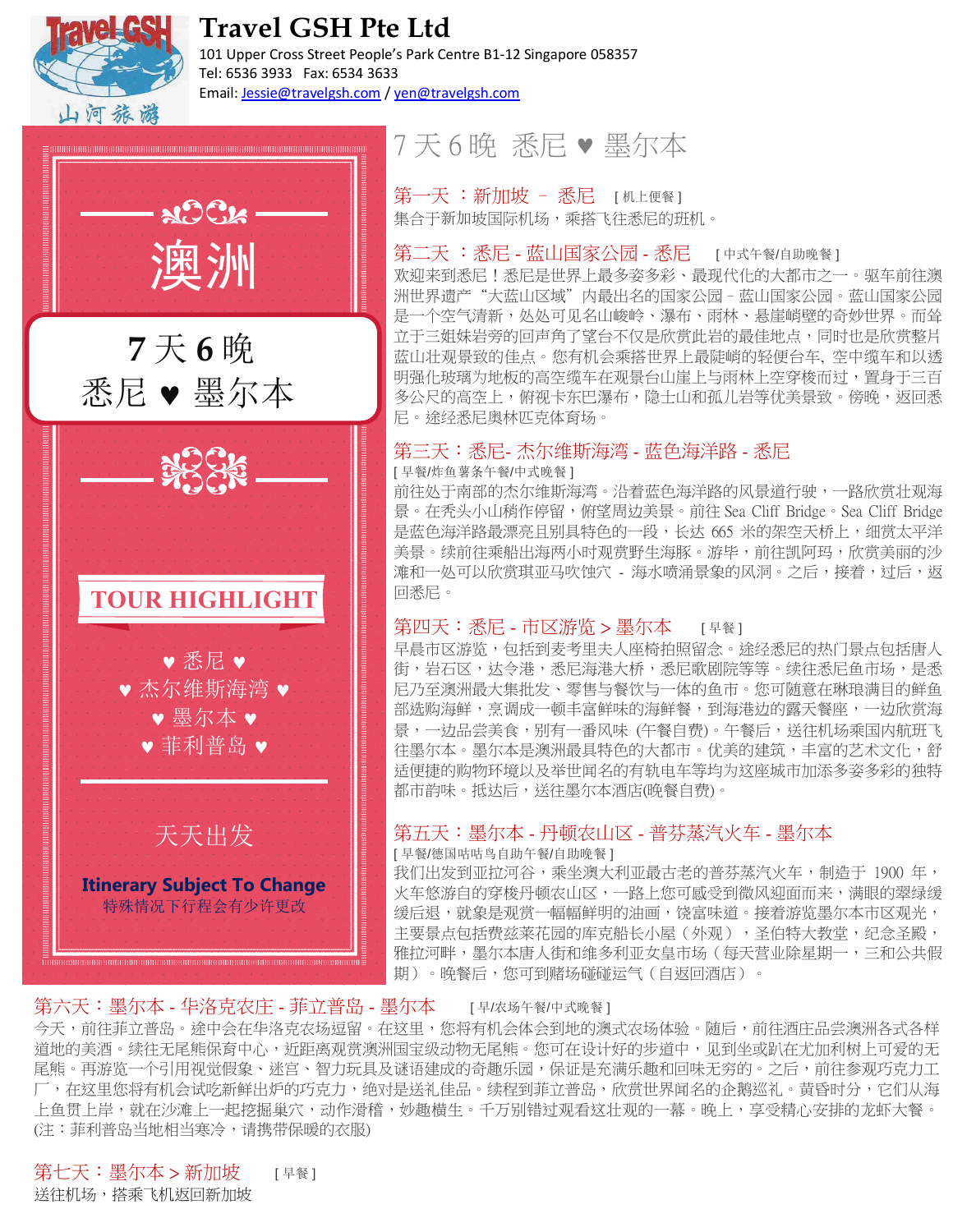# Travel GSH Pte Ltd

101 Upper Cross Street People's Park Centre B1-12 Singapore 058357
Tel: 6536 3933 Fax: 6534 3633
Email: Jessie@travelgsh.com / yen@travelgsh.com

山河旅游

## 澳洲

**7 天 6 晚**
**悉尼 ♥ 墨尔本**

**TOUR HIGHLIGHT**

♥ 悉尼 ♥
♥ 杰尔维斯海湾 ♥
♥ 墨尔本 ♥
♥ 菲利普岛 ♥

天天出发

**Itinerary Subject To Change**
特殊情况下行程会有少许更改

# 7 天 6 晚 悉尼 ♥ 墨尔本

### 第一天 ：新加坡 – 悉尼 [ 机上便餐 ]

集合于新加坡国际机场，乘搭飞往悉尼的班机。

### 第二天 ：悉尼 - 蓝山国家公园 - 悉尼 [ 中式午餐/自助晚餐 ]

欢迎来到悉尼！悉尼是世界上最多姿多彩、最现代化的大都市之一。驱车前往澳洲世界遗产"大蓝山区域"内最出名的国家公园 - 蓝山国家公园。蓝山国家公园是一个空气清新，处处可见名山峻岭、瀑布、雨林、悬崖峭壁的奇妙世界。而耸立于三姐妹岩旁的回声角了望台不仅是欣赏此岩的最佳地点，同时也是欣赏整片蓝山壮观景致的佳点。您有机会乘搭世界上最陡峭的轻便台车, 空中缆车和以透明强化玻璃为地板的高空缆车在观景台山崖上与雨林上空穿梭而过，置身于三百多公尺的高空上，俯视卡东巴瀑布，隐士山和孤儿岩等优美景致。傍晚，返回悉尼。途经悉尼奥林匹克体育场。

### 第三天：悉尼- 杰尔维斯海湾 - 蓝色海洋路 - 悉尼

[ 早餐/炸鱼薯条午餐/中式晚餐 ]

前往处于南部的杰尔维斯海湾。沿着蓝色海洋路的风景道行驶，一路欣赏壮观海景。在秃头小山稍作停留，俯望周边美景。前往 Sea Cliff Bridge。Sea Cliff Bridge 是蓝色海洋路最漂亮且别具特色的一段，长达 665 米的架空天桥上，细赏太平洋美景。续前往乘船出海两小时观赏野生海豚。游毕，前往凯阿玛，欣赏美丽的沙滩和一处可以欣赏琪亚马吹蚀穴 - 海水喷涌景象的风洞。之后，接着，过后，返回悉尼。

### 第四天：悉尼 - 市区游览 > 墨尔本 [ 早餐 ]

早晨市区游览，包括到麦考里夫人座椅拍照留念。途经悉尼的热门景点包括唐人街，岩石区，达令港，悉尼海港大桥，悉尼歌剧院等等。续往悉尼鱼市场，是悉尼乃至澳洲最大集批发、零售与餐饮与一体的鱼市。您可随意在琳琅满目的鲜鱼部选购海鲜，烹调成一顿丰富鲜味的海鲜餐，到海港边的露天餐座，一边欣赏海景，一边品尝美食，别有一番风味 (午餐自费)。午餐后，送往机场乘国内航班飞往墨尔本。墨尔本是澳洲最具特色的大都市。优美的建筑，丰富的艺术文化，舒适便捷的购物环境以及举世闻名的有轨电车等均为这座城市加添多姿多彩的独特都市韵味。抵达后，送往墨尔本酒店(晚餐自费)。

### 第五天：墨尔本 - 丹顿农山区 - 普芬蒸汽火车 - 墨尔本

[ 早餐/德国咕咕鸟自助午餐/自助晚餐 ]

我们出发到亚拉河谷，乘坐澳大利亚最古老的普芬蒸汽火车，制造于 1900 年，火车悠游自的穿梭丹顿农山区，一路上您可感受到微风迎面而来，满眼的翠绿缓缓后退，就象是观赏一幅幅鲜明的油画，饶富味道。接着游览墨尔本市区观光，主要景点包括费兹莱花园的库克船长小屋（外观），圣伯特大教堂，纪念圣殿，雅拉河畔，墨尔本唐人街和维多利亚女皇市场（每天营业除星期一，三和公共假期）。晚餐后，您可到赌场碰碰运气（自返回酒店）。

### 第六天：墨尔本 - 华洛克农庄 - 菲立普岛 - 墨尔本 [ 早/农场午餐/中式晚餐 ]

今天，前往菲立普岛。途中会在华洛克农场逗留。在这里，您将有机会体会到地的澳式农场体验。随后，前往酒庄品尝澳洲各式各样道地的美酒。续往无尾熊保育中心，近距离观赏澳洲国宝级动物无尾熊。您可在设计好的步道中，见到坐或趴在尤加利树上可爱的无尾熊。再游览一个引用视觉假象、迷宫、智力玩具及谜语建成的奇趣乐园，保证是充满乐趣和回味无穷的。之后，前往参观巧克力工厂，在这里您将有机会试吃新鲜出炉的巧克力，绝对是送礼佳品。续程到菲立普岛，欣赏世界闻名的企鹅巡礼。黄昏时分，它们从海上鱼贯上岸，就在沙滩上一起挖掘巢穴，动作滑稽，妙趣横生。千万别错过观看这壮观的一幕。晚上，享受精心安排的龙虾大餐。(注：菲利普岛当地相当寒冷，请携带保暖的衣服)

### 第七天：墨尔本 > 新加坡 [ 早餐 ]

送往机场，搭乘飞机返回新加坡